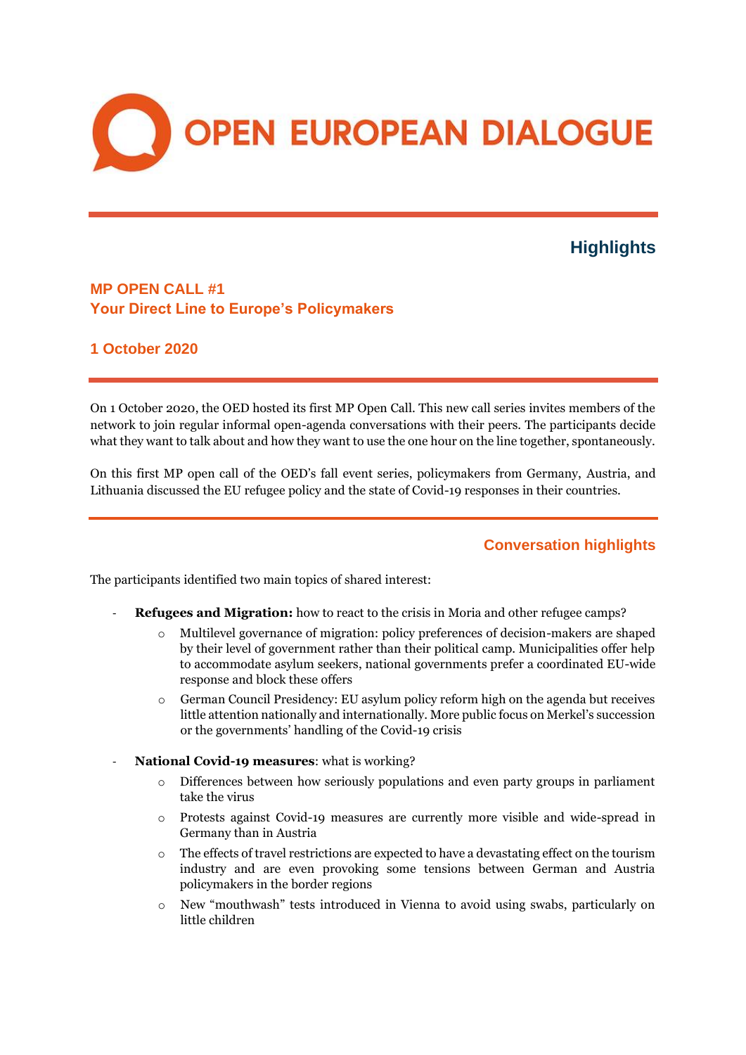# OPEN EUROPEAN DIALOGUE

## Highlights

### MP OPEN CALL #1
### Your Direct Line to Europe's Policymakers

### 1 October 2020

On 1 October 2020, the OED hosted its first MP Open Call. This new call series invites members of the network to join regular informal open-agenda conversations with their peers. The participants decide what they want to talk about and how they want to use the one hour on the line together, spontaneously.

On this first MP open call of the OED's fall event series, policymakers from Germany, Austria, and Lithuania discussed the EU refugee policy and the state of Covid-19 responses in their countries.

## Conversation highlights

The participants identified two main topics of shared interest:

- **Refugees and Migration:** how to react to the crisis in Moria and other refugee camps?
  - Multilevel governance of migration: policy preferences of decision-makers are shaped by their level of government rather than their political camp. Municipalities offer help to accommodate asylum seekers, national governments prefer a coordinated EU-wide response and block these offers
  - German Council Presidency: EU asylum policy reform high on the agenda but receives little attention nationally and internationally. More public focus on Merkel's succession or the governments' handling of the Covid-19 crisis
- **National Covid-19 measures**: what is working?
  - Differences between how seriously populations and even party groups in parliament take the virus
  - Protests against Covid-19 measures are currently more visible and wide-spread in Germany than in Austria
  - The effects of travel restrictions are expected to have a devastating effect on the tourism industry and are even provoking some tensions between German and Austria policymakers in the border regions
  - New "mouthwash" tests introduced in Vienna to avoid using swabs, particularly on little children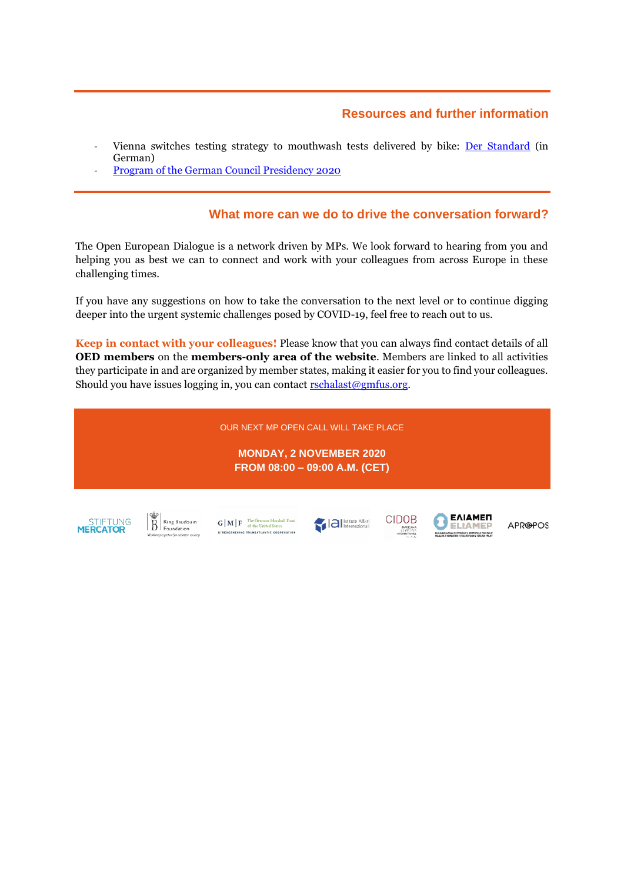## Resources and further information

- Vienna switches testing strategy to mouthwash tests delivered by bike: Der Standard (in German)
- Program of the German Council Presidency 2020

## What more can we do to drive the conversation forward?

The Open European Dialogue is a network driven by MPs. We look forward to hearing from you and helping you as best we can to connect and work with your colleagues from across Europe in these challenging times.

If you have any suggestions on how to take the conversation to the next level or to continue digging deeper into the urgent systemic challenges posed by COVID-19, feel free to reach out to us.

**Keep in contact with your colleagues!** Please know that you can always find contact details of all **OED members** on the **members-only area of the website**. Members are linked to all activities they participate in and are organized by member states, making it easier for you to find your colleagues. Should you have issues logging in, you can contact rschalast@gmfus.org.

OUR NEXT MP OPEN CALL WILL TAKE PLACE

**MONDAY, 2 NOVEMBER 2020**
**FROM 08:00 – 09:00 A.M. (CET)**

STIFTUNG MERCATOR | King Baudouin Foundation | G|M|F The German Marshall Fund of the United States | IAI Istituto Affari Internazionali | CIDOB | ΕΛΙΑΜΕΠ ELIAMEP | APROPOS